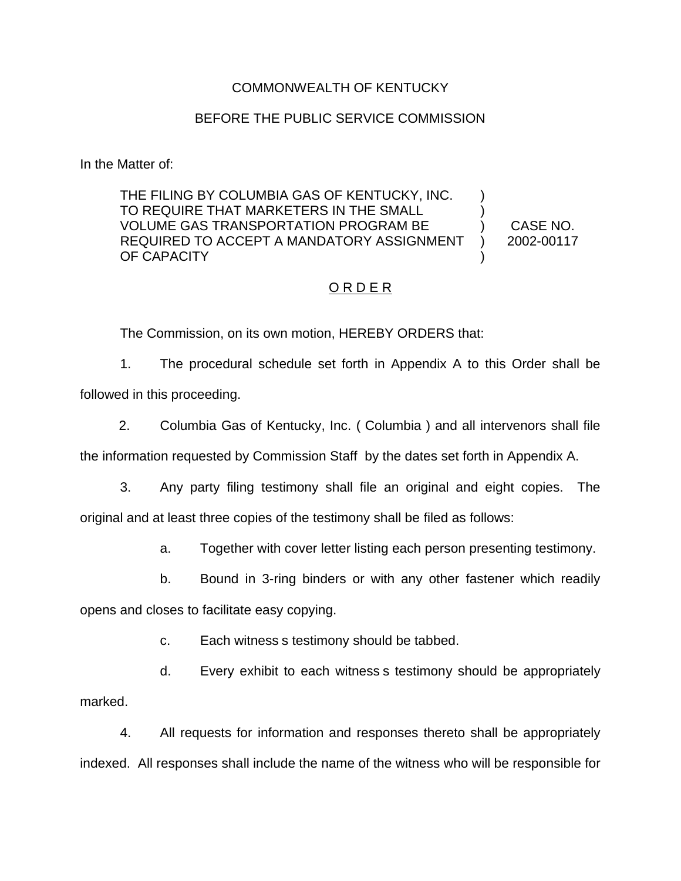COMMONWEALTH OF KENTUCKY

BEFORE THE PUBLIC SERVICE COMMISSION

In the Matter of:

| | | |
|---|---|---|
| THE FILING BY COLUMBIA GAS OF KENTUCKY, INC. TO REQUIRE THAT MARKETERS IN THE SMALL VOLUME GAS TRANSPORTATION PROGRAM BE REQUIRED TO ACCEPT A MANDATORY ASSIGNMENT OF CAPACITY | ) ) ) ) ) | CASE NO. 2002-00117 |

## O R D E R

The Commission, on its own motion, HEREBY ORDERS that:

1. The procedural schedule set forth in Appendix A to this Order shall be followed in this proceeding.

2. Columbia Gas of Kentucky, Inc. ( Columbia ) and all intervenors shall file the information requested by Commission Staff by the dates set forth in Appendix A.

3. Any party filing testimony shall file an original and eight copies. The original and at least three copies of the testimony shall be filed as follows:

   a. Together with cover letter listing each person presenting testimony.

   b. Bound in 3-ring binders or with any other fastener which readily opens and closes to facilitate easy copying.

   c. Each witness s testimony should be tabbed.

   d. Every exhibit to each witness s testimony should be appropriately marked.

4. All requests for information and responses thereto shall be appropriately indexed. All responses shall include the name of the witness who will be responsible for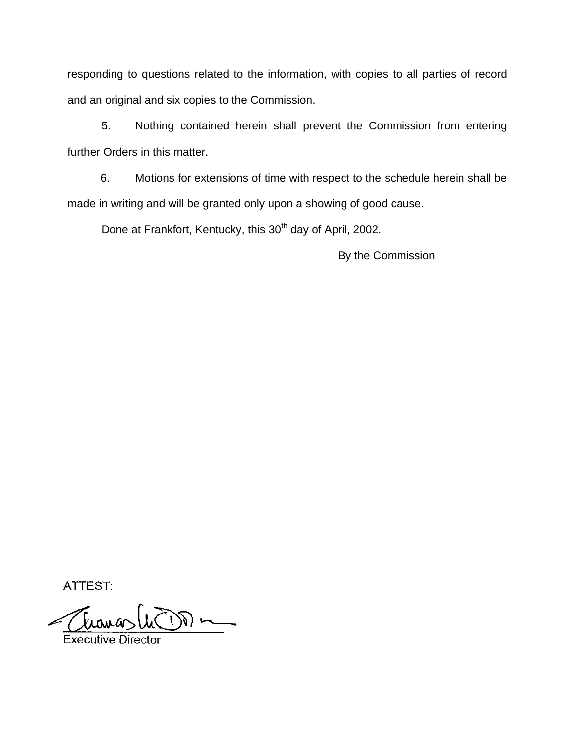responding to questions related to the information, with copies to all parties of record and an original and six copies to the Commission.

5. Nothing contained herein shall prevent the Commission from entering further Orders in this matter.

6. Motions for extensions of time with respect to the schedule herein shall be made in writing and will be granted only upon a showing of good cause.

Done at Frankfort, Kentucky, this 30th day of April, 2002.

By the Commission

ATTEST:

Executive Director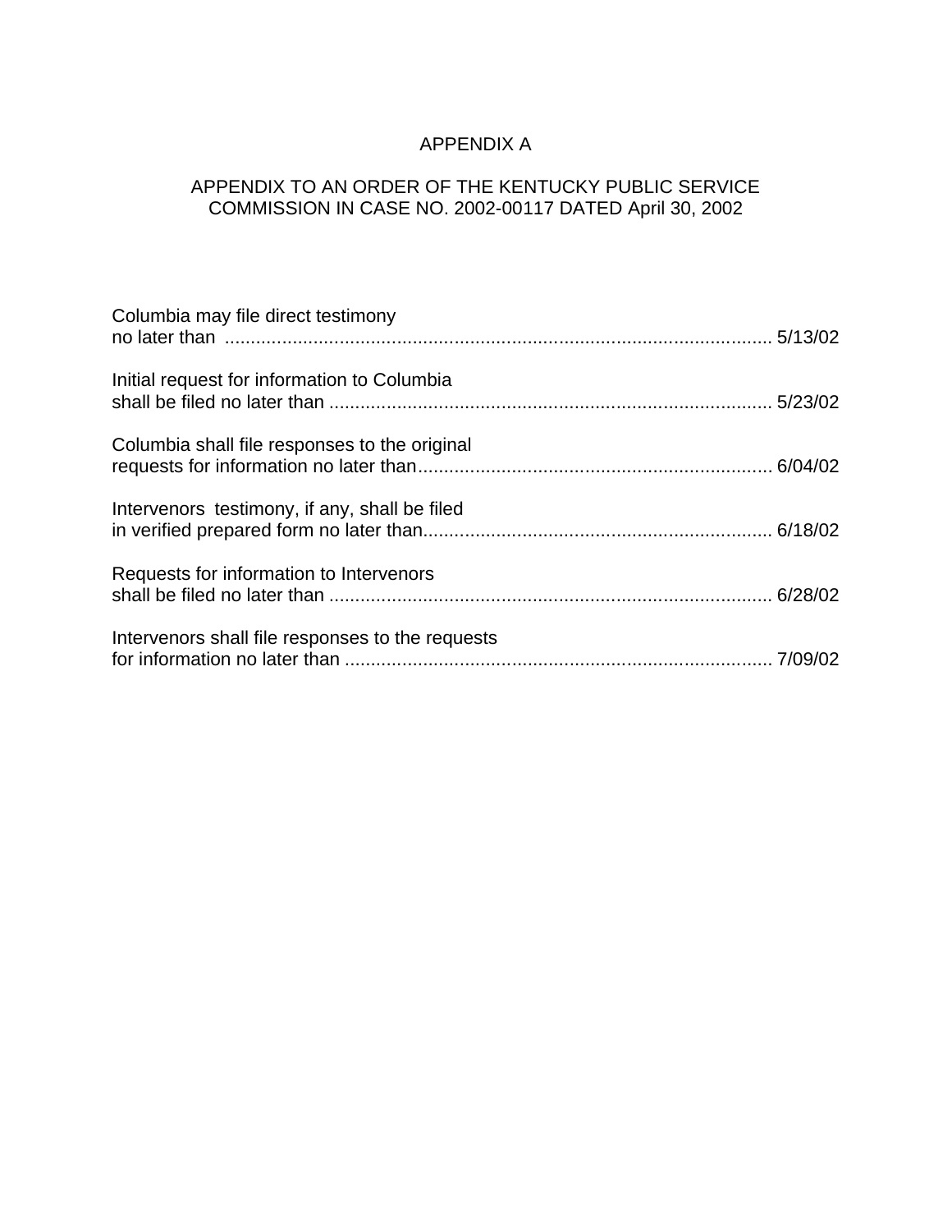APPENDIX A

APPENDIX TO AN ORDER OF THE KENTUCKY PUBLIC SERVICE COMMISSION IN CASE NO. 2002-00117 DATED April 30, 2002

Columbia may file direct testimony
no later than ........................................................................................................ 5/13/02

Initial request for information to Columbia
shall be filed no later than .................................................................................... 5/23/02

Columbia shall file responses to the original
requests for information no later than.................................................................... 6/04/02

Intervenors testimony, if any, shall be filed
in verified prepared form no later than.................................................................. 6/18/02

Requests for information to Intervenors
shall be filed no later than .................................................................................... 6/28/02

Intervenors shall file responses to the requests
for information no later than ................................................................................. 7/09/02